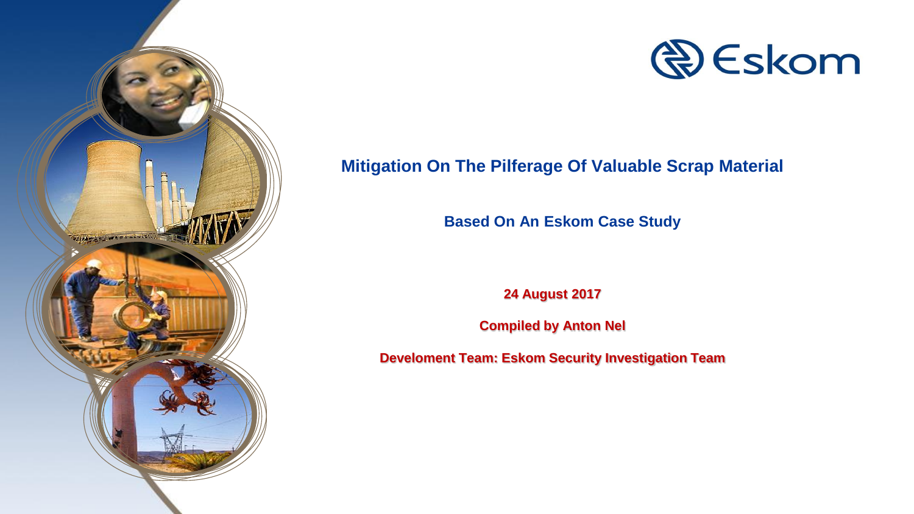Eskom

# Mitigation On The Pilferage Of Valuable Scrap Material

## Based On An Eskom Case Study

**24 August 2017**

**Compiled by Anton Nel**

**Develoment Team: Eskom Security Investigation Team**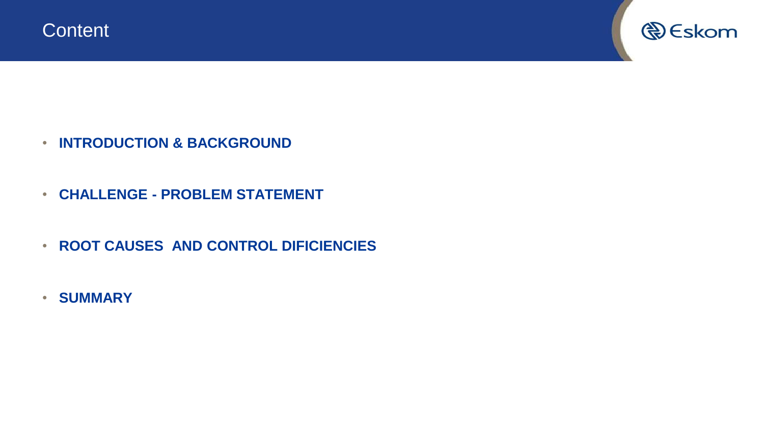# Content

- **INTRODUCTION & BACKGROUND**
- **CHALLENGE - PROBLEM STATEMENT**
- **ROOT CAUSES AND CONTROL DIFICIENCIES**
- **SUMMARY**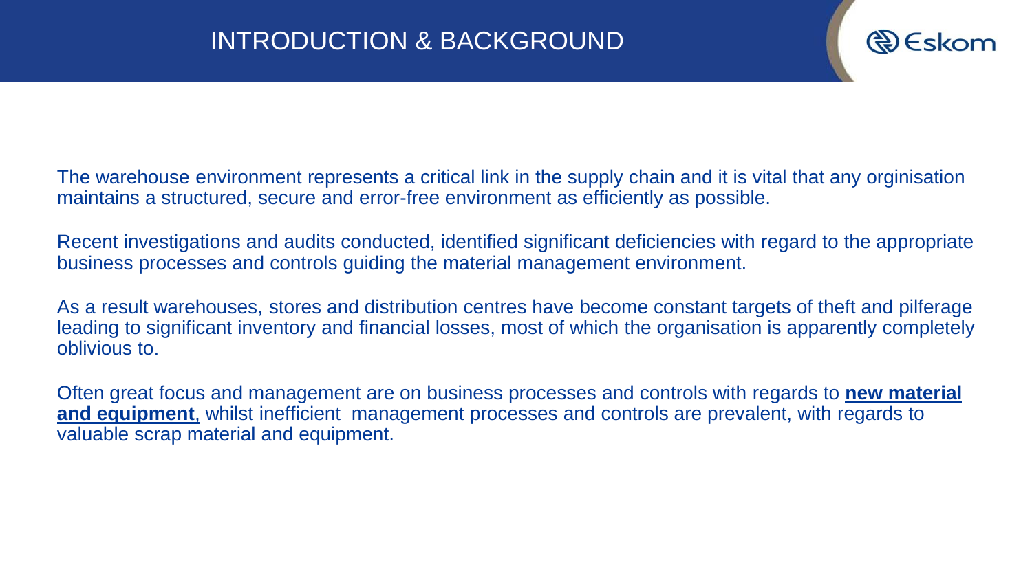# INTRODUCTION & BACKGROUND

The warehouse environment represents a critical link in the supply chain and it is vital that any orginisation maintains a structured, secure and error-free environment as efficiently as possible.

Recent investigations and audits conducted, identified significant deficiencies with regard to the appropriate business processes and controls guiding the material management environment.

As a result warehouses, stores and distribution centres have become constant targets of theft and pilferage leading to significant inventory and financial losses, most of which the organisation is apparently completely oblivious to.

Often great focus and management are on business processes and controls with regards to **new material and equipment**, whilst inefficient management processes and controls are prevalent, with regards to valuable scrap material and equipment.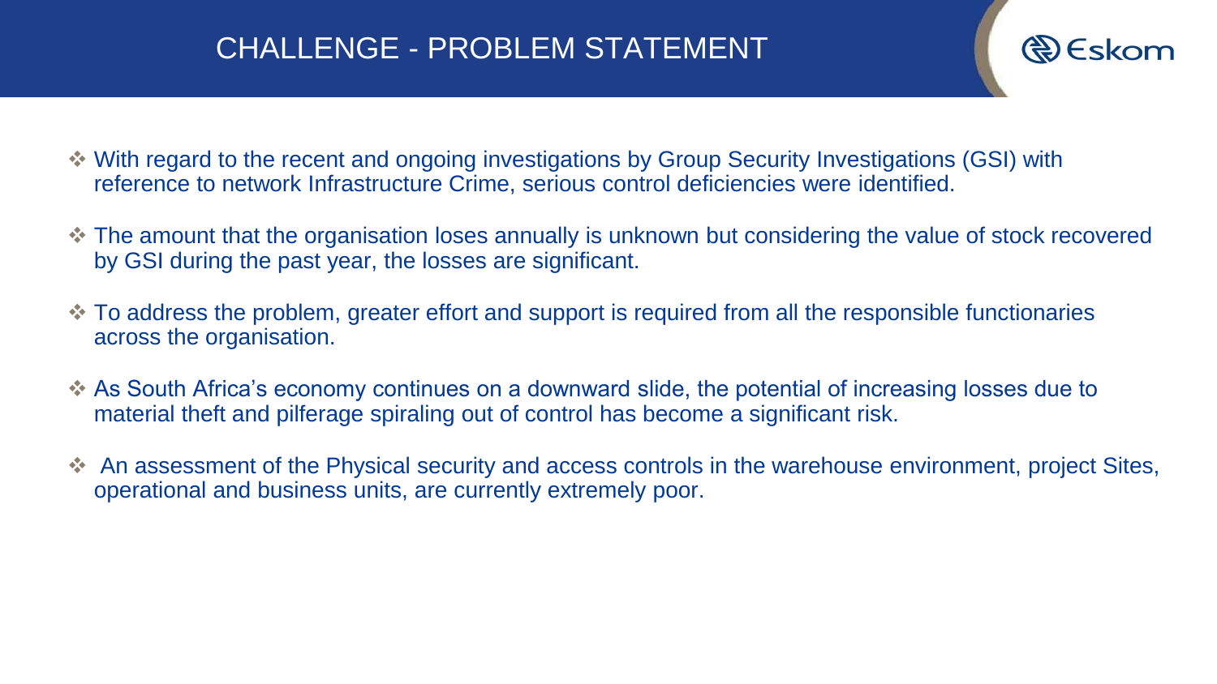# CHALLENGE - PROBLEM STATEMENT

- With regard to the recent and ongoing investigations by Group Security Investigations (GSI) with reference to network Infrastructure Crime, serious control deficiencies were identified.
- The amount that the organisation loses annually is unknown but considering the value of stock recovered by GSI during the past year, the losses are significant.
- To address the problem, greater effort and support is required from all the responsible functionaries across the organisation.
- As South Africa's economy continues on a downward slide, the potential of increasing losses due to material theft and pilferage spiraling out of control has become a significant risk.
- An assessment of the Physical security and access controls in the warehouse environment, project Sites, operational and business units, are currently extremely poor.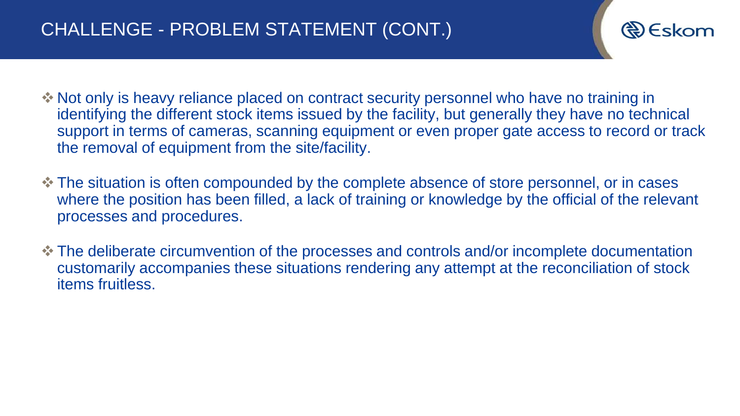## CHALLENGE - PROBLEM STATEMENT (CONT.)

- Not only is heavy reliance placed on contract security personnel who have no training in identifying the different stock items issued by the facility, but generally they have no technical support in terms of cameras, scanning equipment or even proper gate access to record or track the removal of equipment from the site/facility.
- The situation is often compounded by the complete absence of store personnel, or in cases where the position has been filled, a lack of training or knowledge by the official of the relevant processes and procedures.
- The deliberate circumvention of the processes and controls and/or incomplete documentation customarily accompanies these situations rendering any attempt at the reconciliation of stock items fruitless.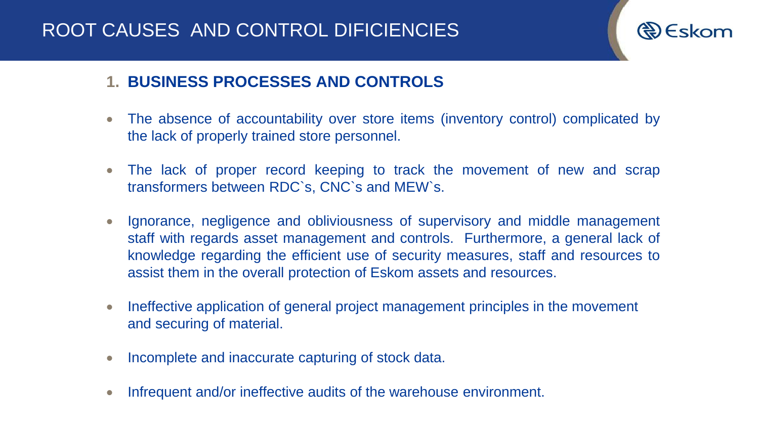# ROOT CAUSES AND CONTROL DIFICIENCIES

## 1. BUSINESS PROCESSES AND CONTROLS

- The absence of accountability over store items (inventory control) complicated by the lack of properly trained store personnel.
- The lack of proper record keeping to track the movement of new and scrap transformers between RDC`s, CNC`s and MEW`s.
- Ignorance, negligence and obliviousness of supervisory and middle management staff with regards asset management and controls. Furthermore, a general lack of knowledge regarding the efficient use of security measures, staff and resources to assist them in the overall protection of Eskom assets and resources.
- Ineffective application of general project management principles in the movement and securing of material.
- Incomplete and inaccurate capturing of stock data.
- Infrequent and/or ineffective audits of the warehouse environment.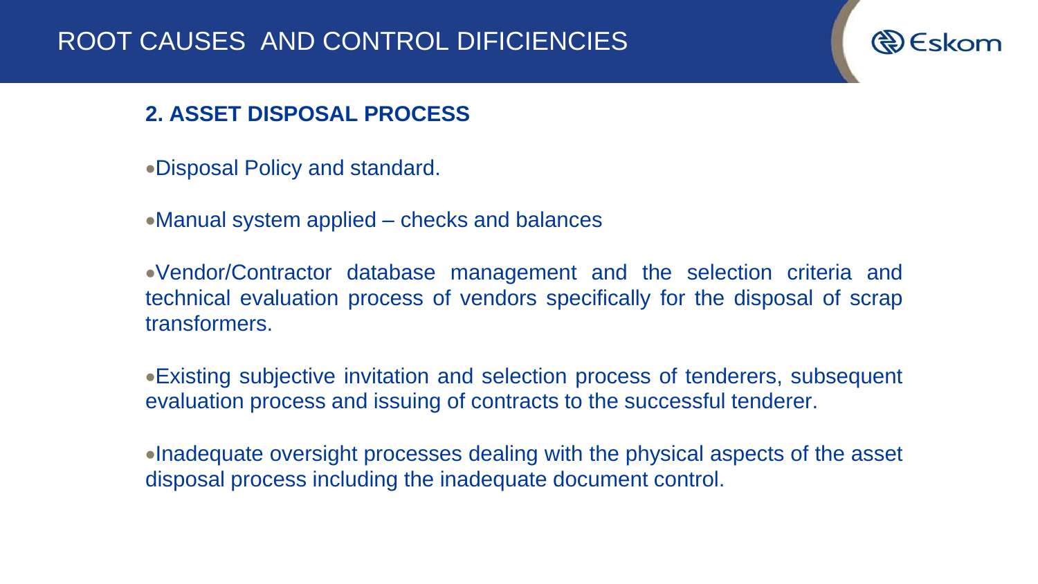# ROOT CAUSES AND CONTROL DIFICIENCIES

## 2. ASSET DISPOSAL PROCESS

- Disposal Policy and standard.
- Manual system applied – checks and balances
- Vendor/Contractor database management and the selection criteria and technical evaluation process of vendors specifically for the disposal of scrap transformers.
- Existing subjective invitation and selection process of tenderers, subsequent evaluation process and issuing of contracts to the successful tenderer.
- Inadequate oversight processes dealing with the physical aspects of the asset disposal process including the inadequate document control.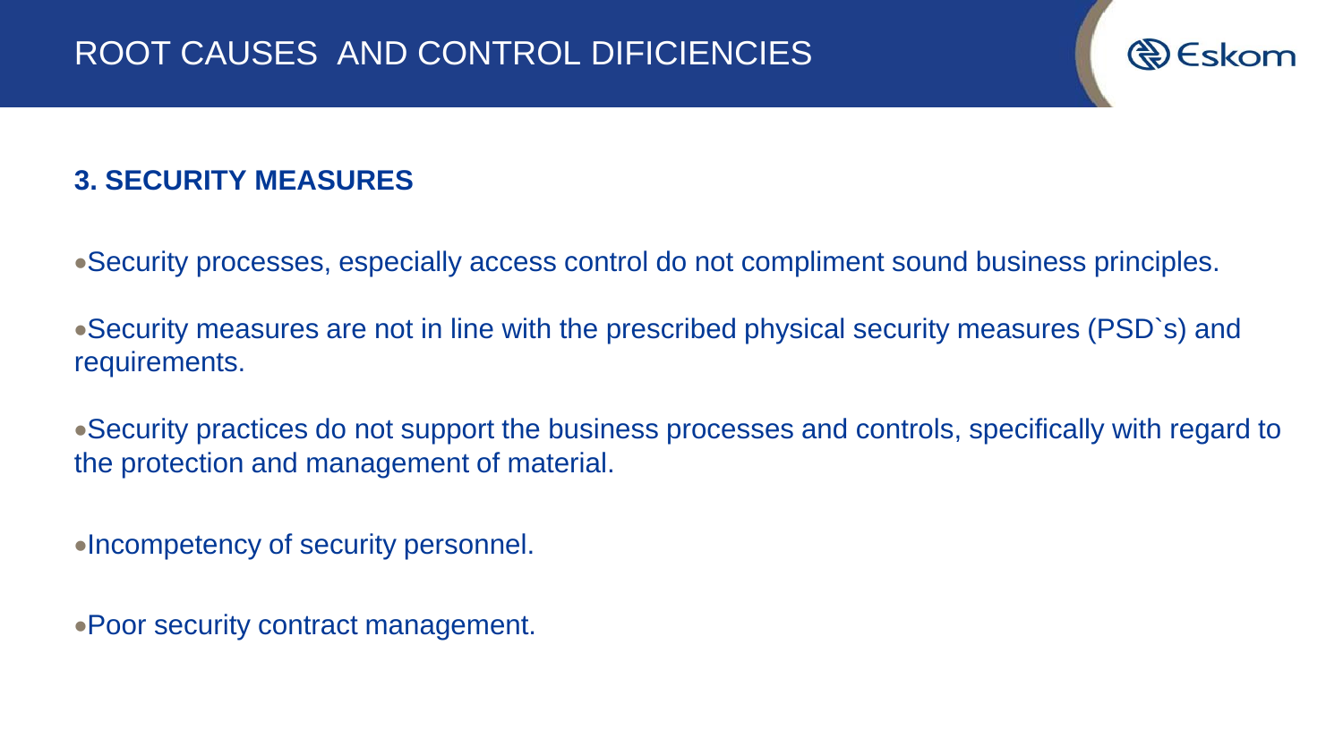# ROOT CAUSES AND CONTROL DIFICIENCIES

## 3. SECURITY MEASURES

- Security processes, especially access control do not compliment sound business principles.
- Security measures are not in line with the prescribed physical security measures (PSD`s) and requirements.
- Security practices do not support the business processes and controls, specifically with regard to the protection and management of material.
- Incompetency of security personnel.
- Poor security contract management.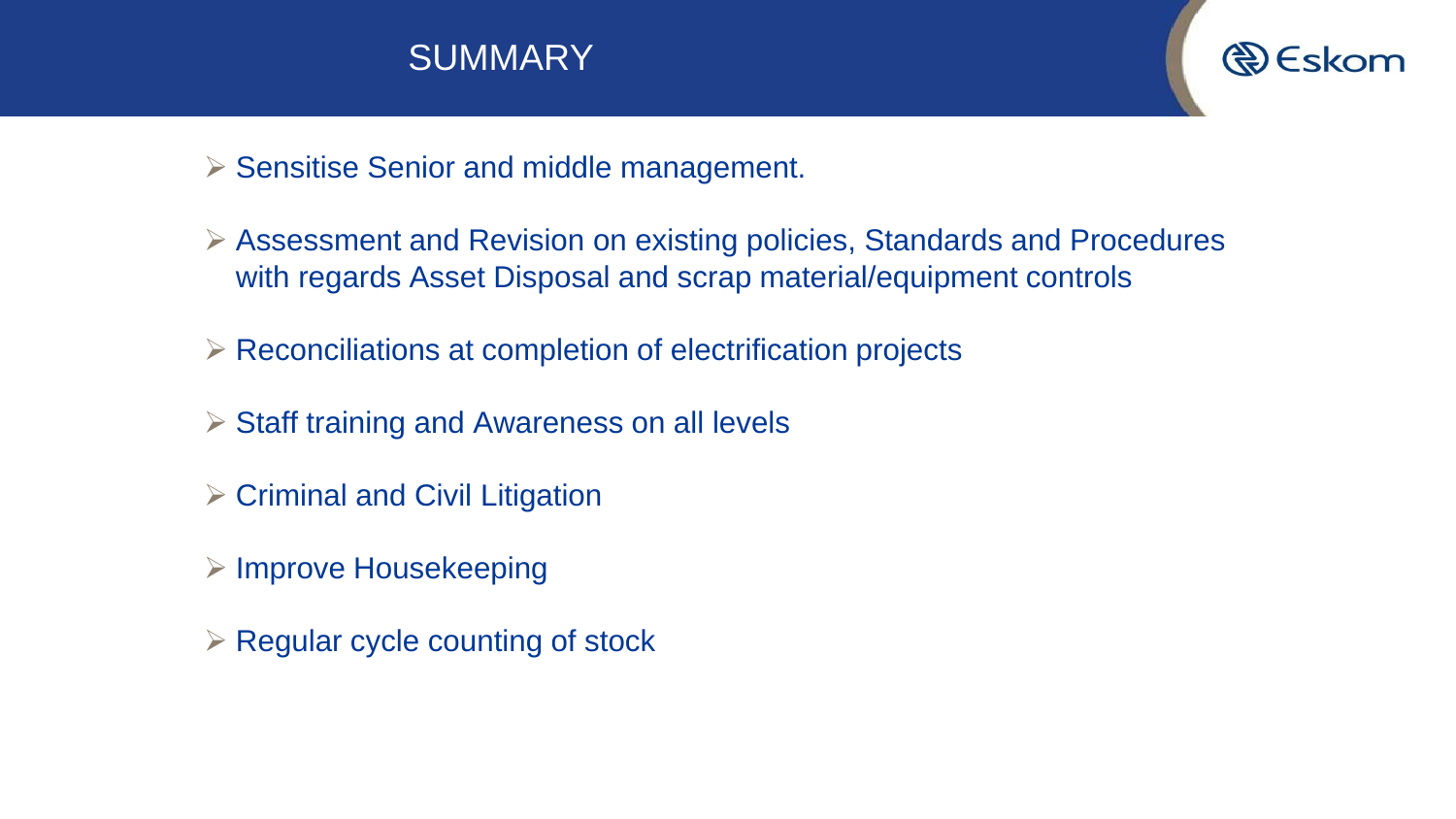# SUMMARY

- Sensitise Senior and middle management.
- Assessment and Revision on existing policies, Standards and Procedures with regards Asset Disposal and scrap material/equipment controls
- Reconciliations at completion of electrification projects
- Staff training and Awareness on all levels
- Criminal and Civil Litigation
- Improve Housekeeping
- Regular cycle counting of stock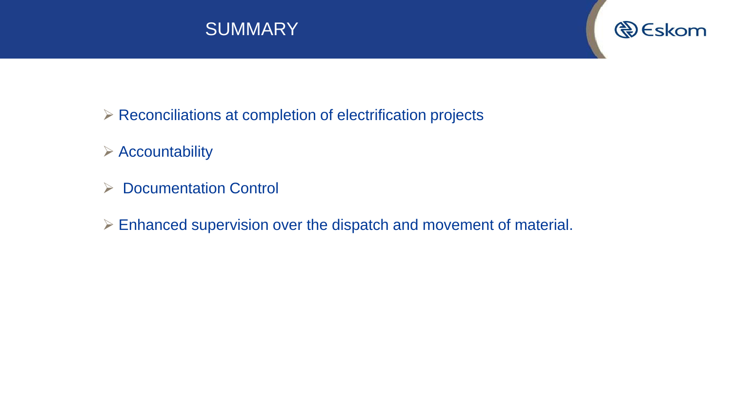# SUMMARY

- Reconciliations at completion of electrification projects
- Accountability
- Documentation Control
- Enhanced supervision over the dispatch and movement of material.